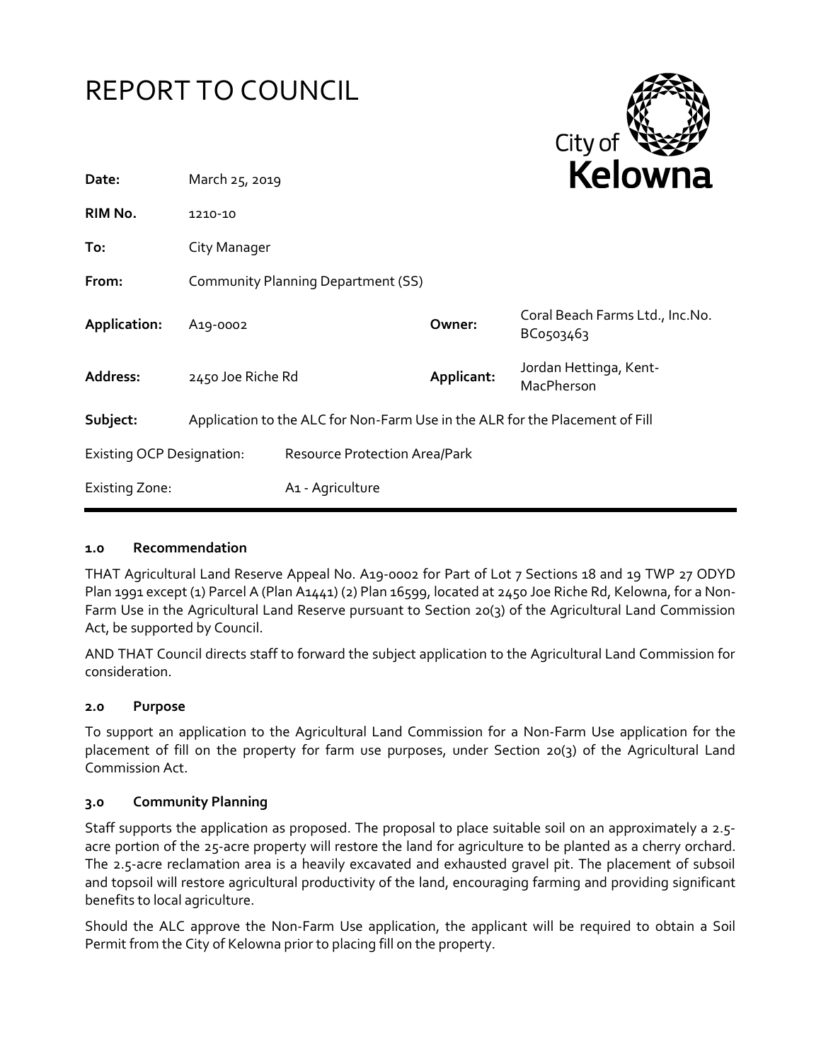# REPORT TO COUNCIL

City of Kelowna

| | | | |
|---|---|---|---|
| **Date:** | March 25, 2019 | | |
| **RIM No.** | 1210-10 | | |
| **To:** | City Manager | | |
| **From:** | Community Planning Department (SS) | | |
| **Application:** | A19-0002 | **Owner:** | Coral Beach Farms Ltd., Inc.No. BC0503463 |
| **Address:** | 2450 Joe Riche Rd | **Applicant:** | Jordan Hettinga, Kent-MacPherson |
| **Subject:** | Application to the ALC for Non-Farm Use in the ALR for the Placement of Fill | | |
| Existing OCP Designation: | Resource Protection Area/Park | | |
| Existing Zone: | A1 - Agriculture | | |

### 1.0 Recommendation

THAT Agricultural Land Reserve Appeal No. A19-0002 for Part of Lot 7 Sections 18 and 19 TWP 27 ODYD Plan 1991 except (1) Parcel A (Plan A1441) (2) Plan 16599, located at 2450 Joe Riche Rd, Kelowna, for a Non-Farm Use in the Agricultural Land Reserve pursuant to Section 20(3) of the Agricultural Land Commission Act, be supported by Council.

AND THAT Council directs staff to forward the subject application to the Agricultural Land Commission for consideration.

### 2.0 Purpose

To support an application to the Agricultural Land Commission for a Non-Farm Use application for the placement of fill on the property for farm use purposes, under Section 20(3) of the Agricultural Land Commission Act.

### 3.0 Community Planning

Staff supports the application as proposed. The proposal to place suitable soil on an approximately a 2.5-acre portion of the 25-acre property will restore the land for agriculture to be planted as a cherry orchard. The 2.5-acre reclamation area is a heavily excavated and exhausted gravel pit. The placement of subsoil and topsoil will restore agricultural productivity of the land, encouraging farming and providing significant benefits to local agriculture.

Should the ALC approve the Non-Farm Use application, the applicant will be required to obtain a Soil Permit from the City of Kelowna prior to placing fill on the property.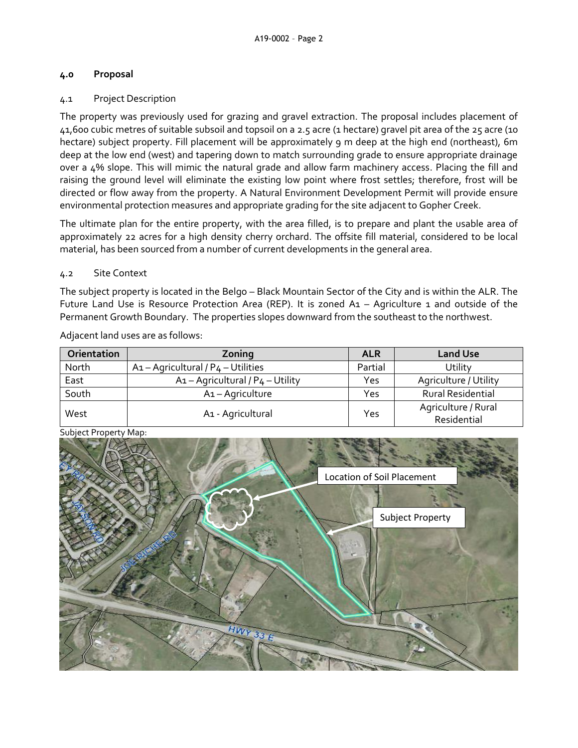## 4.0 Proposal

### 4.1 Project Description

The property was previously used for grazing and gravel extraction. The proposal includes placement of 41,600 cubic metres of suitable subsoil and topsoil on a 2.5 acre (1 hectare) gravel pit area of the 25 acre (10 hectare) subject property. Fill placement will be approximately 9 m deep at the high end (northeast), 6m deep at the low end (west) and tapering down to match surrounding grade to ensure appropriate drainage over a 4% slope. This will mimic the natural grade and allow farm machinery access. Placing the fill and raising the ground level will eliminate the existing low point where frost settles; therefore, frost will be directed or flow away from the property. A Natural Environment Development Permit will provide ensure environmental protection measures and appropriate grading for the site adjacent to Gopher Creek.

The ultimate plan for the entire property, with the area filled, is to prepare and plant the usable area of approximately 22 acres for a high density cherry orchard. The offsite fill material, considered to be local material, has been sourced from a number of current developments in the general area.

### 4.2 Site Context

The subject property is located in the Belgo – Black Mountain Sector of the City and is within the ALR. The Future Land Use is Resource Protection Area (REP). It is zoned A1 – Agriculture 1 and outside of the Permanent Growth Boundary. The properties slopes downward from the southeast to the northwest.

Adjacent land uses are as follows:

| Orientation | Zoning | ALR | Land Use |
|---|---|---|---|
| North | A1 – Agricultural / P4 – Utilities | Partial | Utility |
| East | A1 – Agricultural / P4 – Utility | Yes | Agriculture / Utility |
| South | A1 – Agriculture | Yes | Rural Residential |
| West | A1 - Agricultural | Yes | Agriculture / Rural Residential |

Subject Property Map:

Location of Soil Placement

Subject Property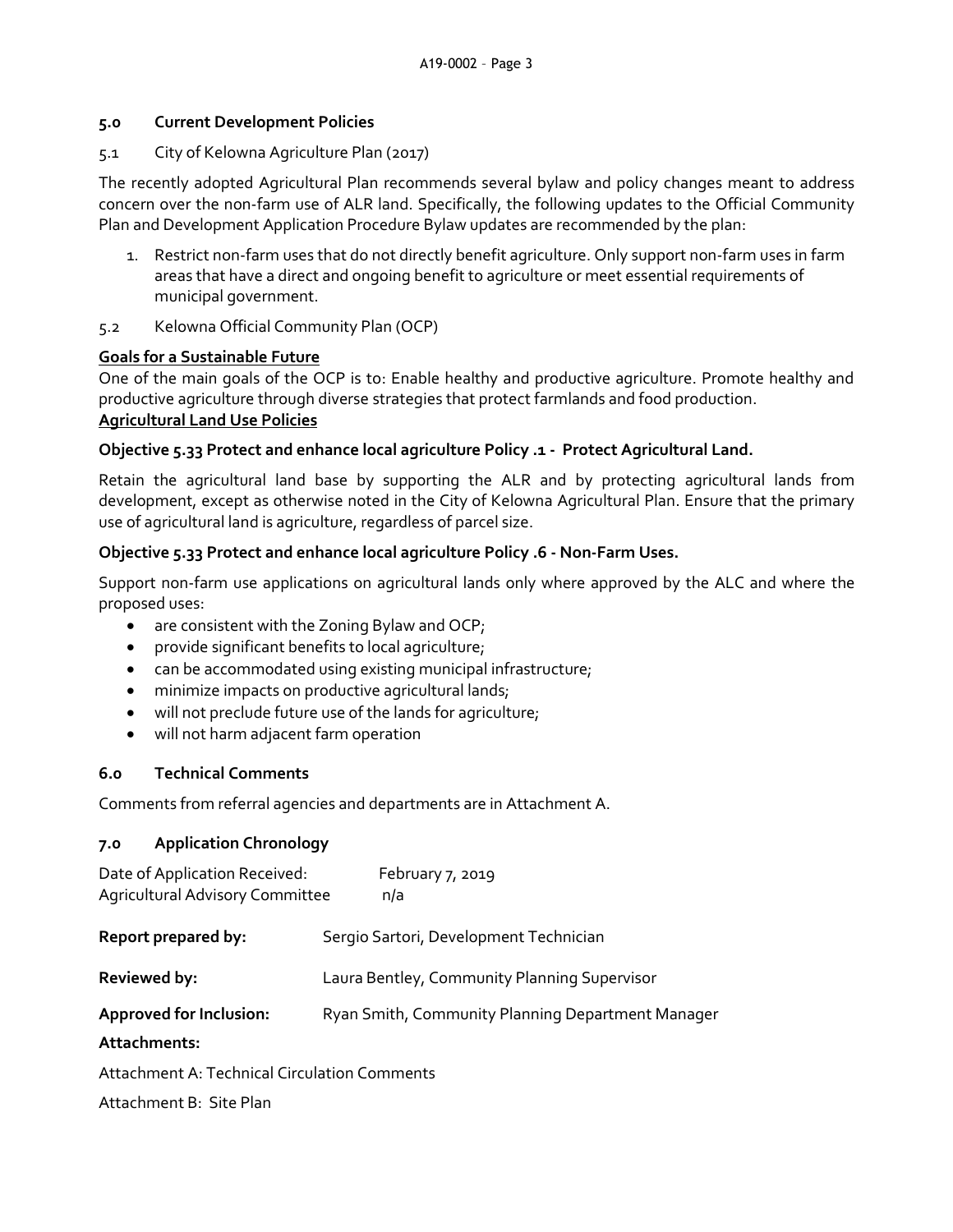## 5.0 Current Development Policies

5.1 City of Kelowna Agriculture Plan (2017)

The recently adopted Agricultural Plan recommends several bylaw and policy changes meant to address concern over the non-farm use of ALR land. Specifically, the following updates to the Official Community Plan and Development Application Procedure Bylaw updates are recommended by the plan:

1. Restrict non-farm uses that do not directly benefit agriculture. Only support non-farm uses in farm areas that have a direct and ongoing benefit to agriculture or meet essential requirements of municipal government.

5.2 Kelowna Official Community Plan (OCP)

**Goals for a Sustainable Future**

One of the main goals of the OCP is to: Enable healthy and productive agriculture. Promote healthy and productive agriculture through diverse strategies that protect farmlands and food production.

**Agricultural Land Use Policies**

**Objective 5.33 Protect and enhance local agriculture Policy .1 - Protect Agricultural Land.**

Retain the agricultural land base by supporting the ALR and by protecting agricultural lands from development, except as otherwise noted in the City of Kelowna Agricultural Plan. Ensure that the primary use of agricultural land is agriculture, regardless of parcel size.

**Objective 5.33 Protect and enhance local agriculture Policy .6 - Non-Farm Uses.**

Support non-farm use applications on agricultural lands only where approved by the ALC and where the proposed uses:

- are consistent with the Zoning Bylaw and OCP;
- provide significant benefits to local agriculture;
- can be accommodated using existing municipal infrastructure;
- minimize impacts on productive agricultural lands;
- will not preclude future use of the lands for agriculture;
- will not harm adjacent farm operation

## 6.0 Technical Comments

Comments from referral agencies and departments are in Attachment A.

## 7.0 Application Chronology

Date of Application Received: February 7, 2019
Agricultural Advisory Committee n/a

**Report prepared by:** Sergio Sartori, Development Technician

**Reviewed by:** Laura Bentley, Community Planning Supervisor

**Approved for Inclusion:** Ryan Smith, Community Planning Department Manager

**Attachments:**

Attachment A: Technical Circulation Comments

Attachment B: Site Plan